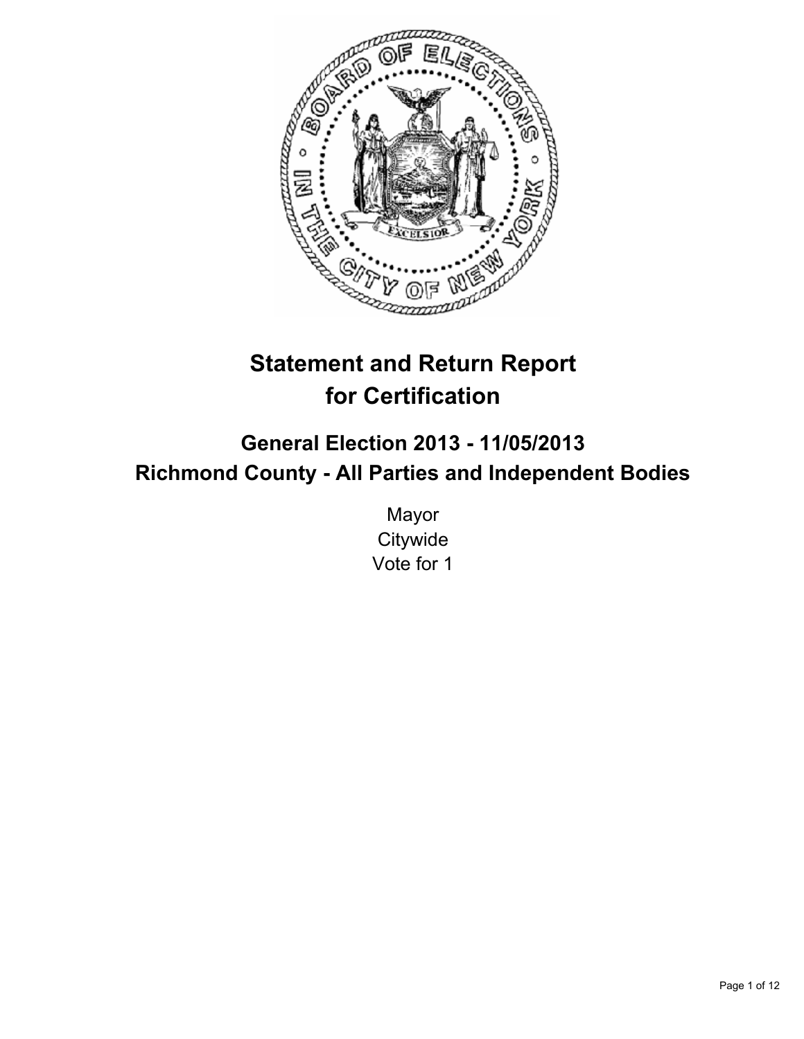# Statement and Return Report for Certification

## General Election 2013 - 11/05/2013
## Richmond County - All Parties and Independent Bodies

Mayor
Citywide
Vote for 1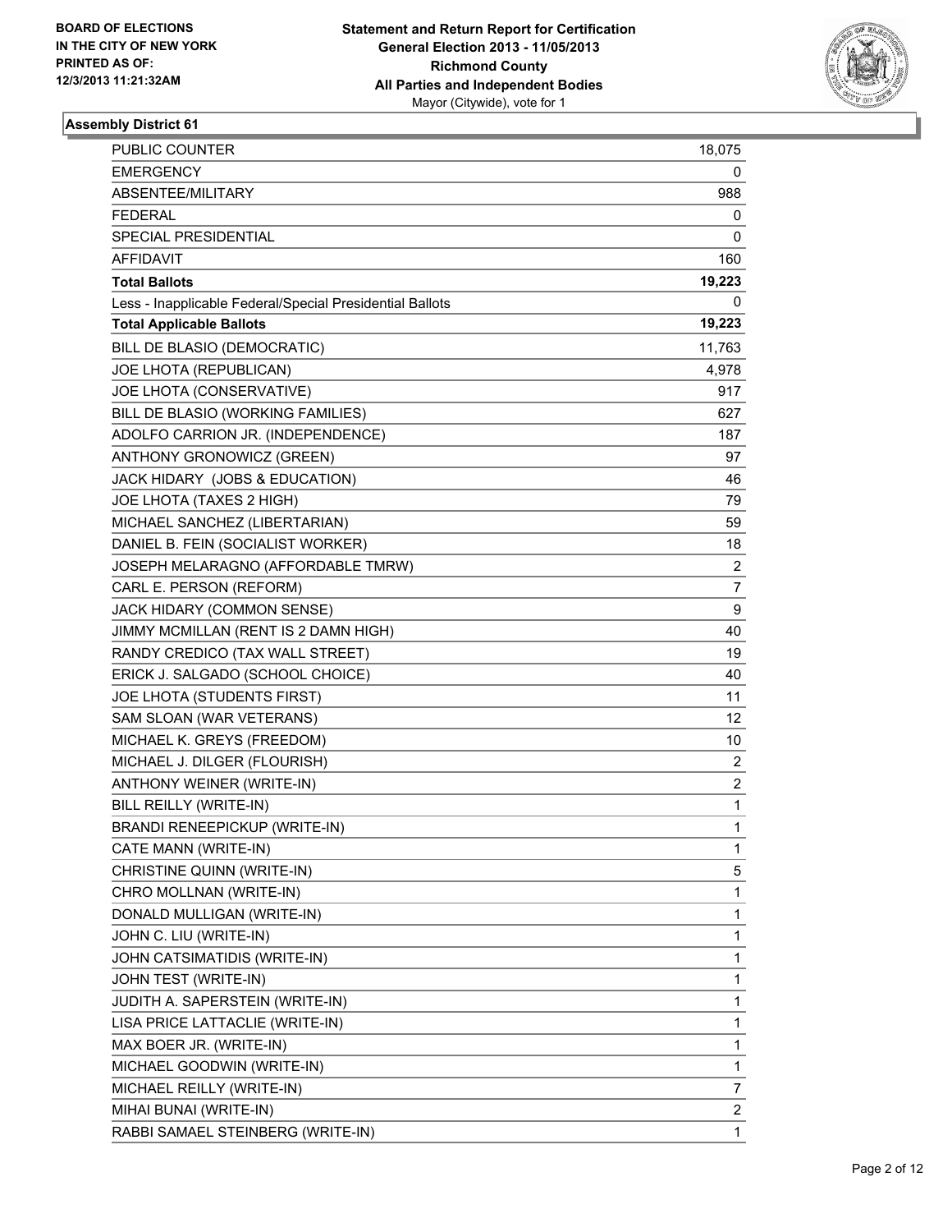BOARD OF ELECTIONS
IN THE CITY OF NEW YORK
PRINTED AS OF:
12/3/2013 11:21:32AM

**Statement and Return Report for Certification**
**General Election 2013 - 11/05/2013**
**Richmond County**
**All Parties and Independent Bodies**
Mayor (Citywide), vote for 1

### Assembly District 61

| | |
|---|---|
| PUBLIC COUNTER | 18,075 |
| EMERGENCY | 0 |
| ABSENTEE/MILITARY | 988 |
| FEDERAL | 0 |
| SPECIAL PRESIDENTIAL | 0 |
| AFFIDAVIT | 160 |
| **Total Ballots** | **19,223** |
| Less - Inapplicable Federal/Special Presidential Ballots | 0 |
| **Total Applicable Ballots** | **19,223** |
| BILL DE BLASIO (DEMOCRATIC) | 11,763 |
| JOE LHOTA (REPUBLICAN) | 4,978 |
| JOE LHOTA (CONSERVATIVE) | 917 |
| BILL DE BLASIO (WORKING FAMILIES) | 627 |
| ADOLFO CARRION JR. (INDEPENDENCE) | 187 |
| ANTHONY GRONOWICZ (GREEN) | 97 |
| JACK HIDARY (JOBS & EDUCATION) | 46 |
| JOE LHOTA (TAXES 2 HIGH) | 79 |
| MICHAEL SANCHEZ (LIBERTARIAN) | 59 |
| DANIEL B. FEIN (SOCIALIST WORKER) | 18 |
| JOSEPH MELARAGNO (AFFORDABLE TMRW) | 2 |
| CARL E. PERSON (REFORM) | 7 |
| JACK HIDARY (COMMON SENSE) | 9 |
| JIMMY MCMILLAN (RENT IS 2 DAMN HIGH) | 40 |
| RANDY CREDICO (TAX WALL STREET) | 19 |
| ERICK J. SALGADO (SCHOOL CHOICE) | 40 |
| JOE LHOTA (STUDENTS FIRST) | 11 |
| SAM SLOAN (WAR VETERANS) | 12 |
| MICHAEL K. GREYS (FREEDOM) | 10 |
| MICHAEL J. DILGER (FLOURISH) | 2 |
| ANTHONY WEINER (WRITE-IN) | 2 |
| BILL REILLY (WRITE-IN) | 1 |
| BRANDI RENEEPICKUP (WRITE-IN) | 1 |
| CATE MANN (WRITE-IN) | 1 |
| CHRISTINE QUINN (WRITE-IN) | 5 |
| CHRO MOLLNAN (WRITE-IN) | 1 |
| DONALD MULLIGAN (WRITE-IN) | 1 |
| JOHN C. LIU (WRITE-IN) | 1 |
| JOHN CATSIMATIDIS (WRITE-IN) | 1 |
| JOHN TEST (WRITE-IN) | 1 |
| JUDITH A. SAPERSTEIN (WRITE-IN) | 1 |
| LISA PRICE LATTACLIE (WRITE-IN) | 1 |
| MAX BOER JR. (WRITE-IN) | 1 |
| MICHAEL GOODWIN (WRITE-IN) | 1 |
| MICHAEL REILLY (WRITE-IN) | 7 |
| MIHAI BUNAI (WRITE-IN) | 2 |
| RABBI SAMAEL STEINBERG (WRITE-IN) | 1 |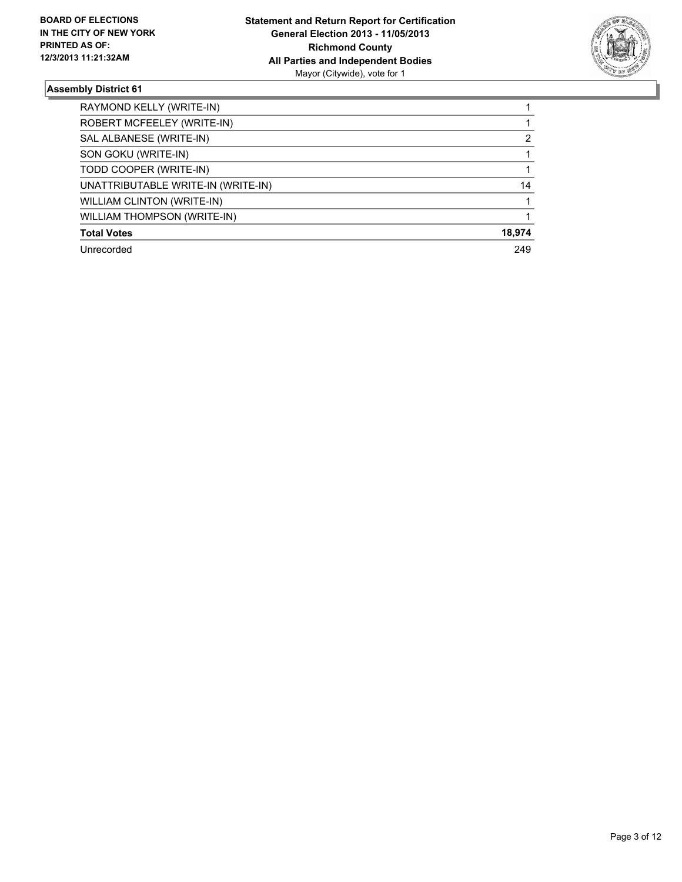### Assembly District 61

| | |
|---|---|
| RAYMOND KELLY (WRITE-IN) | 1 |
| ROBERT MCFEELEY (WRITE-IN) | 1 |
| SAL ALBANESE (WRITE-IN) | 2 |
| SON GOKU (WRITE-IN) | 1 |
| TODD COOPER (WRITE-IN) | 1 |
| UNATTRIBUTABLE WRITE-IN (WRITE-IN) | 14 |
| WILLIAM CLINTON (WRITE-IN) | 1 |
| WILLIAM THOMPSON (WRITE-IN) | 1 |
| **Total Votes** | **18,974** |
| Unrecorded | 249 |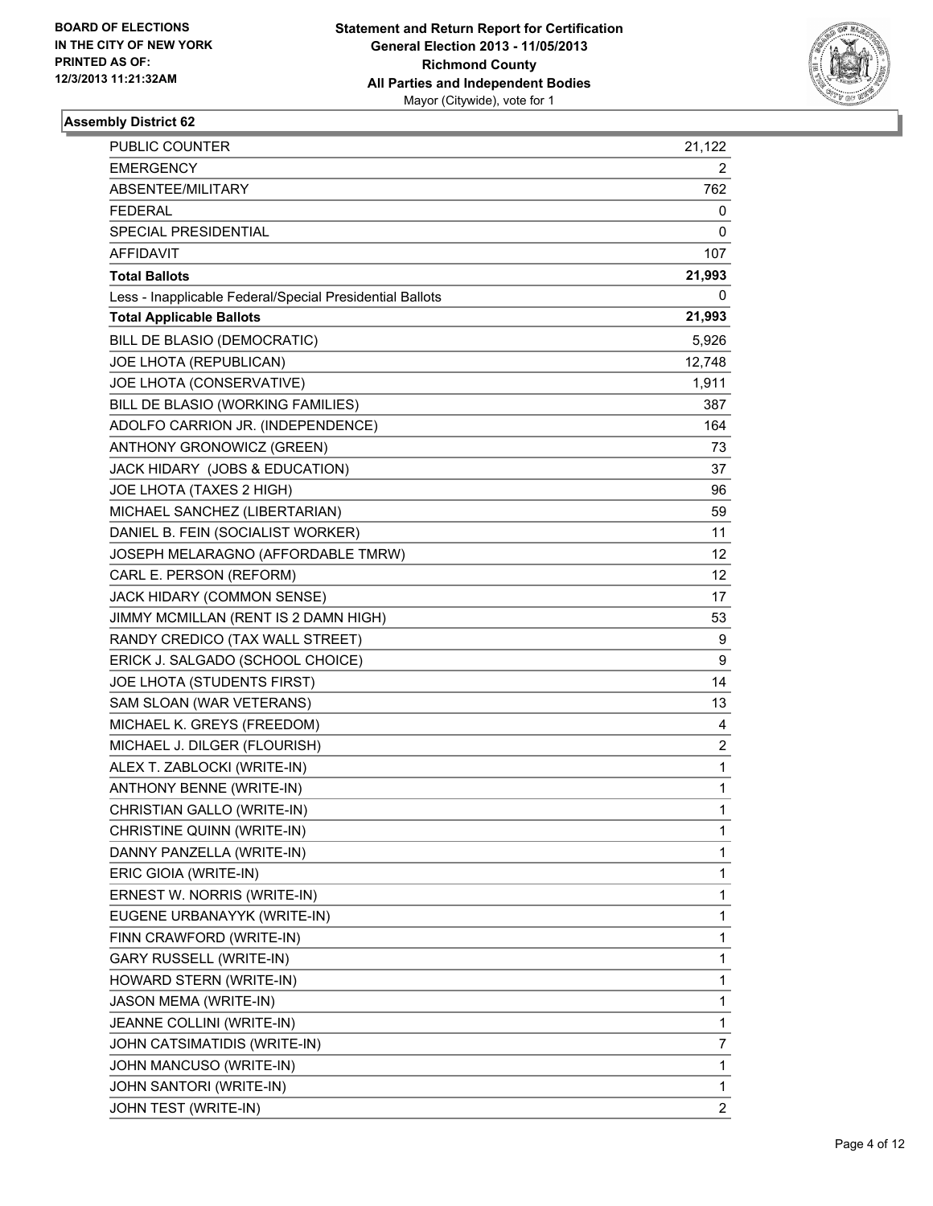**BOARD OF ELECTIONS IN THE CITY OF NEW YORK PRINTED AS OF: 12/3/2013 11:21:32AM**

**Statement and Return Report for Certification General Election 2013 - 11/05/2013 Richmond County All Parties and Independent Bodies**
Mayor (Citywide), vote for 1

### Assembly District 62

| | |
|---|---|
| PUBLIC COUNTER | 21,122 |
| EMERGENCY | 2 |
| ABSENTEE/MILITARY | 762 |
| FEDERAL | 0 |
| SPECIAL PRESIDENTIAL | 0 |
| AFFIDAVIT | 107 |
| **Total Ballots** | **21,993** |
| Less - Inapplicable Federal/Special Presidential Ballots | 0 |
| **Total Applicable Ballots** | **21,993** |
| BILL DE BLASIO (DEMOCRATIC) | 5,926 |
| JOE LHOTA (REPUBLICAN) | 12,748 |
| JOE LHOTA (CONSERVATIVE) | 1,911 |
| BILL DE BLASIO (WORKING FAMILIES) | 387 |
| ADOLFO CARRION JR. (INDEPENDENCE) | 164 |
| ANTHONY GRONOWICZ (GREEN) | 73 |
| JACK HIDARY (JOBS & EDUCATION) | 37 |
| JOE LHOTA (TAXES 2 HIGH) | 96 |
| MICHAEL SANCHEZ (LIBERTARIAN) | 59 |
| DANIEL B. FEIN (SOCIALIST WORKER) | 11 |
| JOSEPH MELARAGNO (AFFORDABLE TMRW) | 12 |
| CARL E. PERSON (REFORM) | 12 |
| JACK HIDARY (COMMON SENSE) | 17 |
| JIMMY MCMILLAN (RENT IS 2 DAMN HIGH) | 53 |
| RANDY CREDICO (TAX WALL STREET) | 9 |
| ERICK J. SALGADO (SCHOOL CHOICE) | 9 |
| JOE LHOTA (STUDENTS FIRST) | 14 |
| SAM SLOAN (WAR VETERANS) | 13 |
| MICHAEL K. GREYS (FREEDOM) | 4 |
| MICHAEL J. DILGER (FLOURISH) | 2 |
| ALEX T. ZABLOCKI (WRITE-IN) | 1 |
| ANTHONY BENNE (WRITE-IN) | 1 |
| CHRISTIAN GALLO (WRITE-IN) | 1 |
| CHRISTINE QUINN (WRITE-IN) | 1 |
| DANNY PANZELLA (WRITE-IN) | 1 |
| ERIC GIOIA (WRITE-IN) | 1 |
| ERNEST W. NORRIS (WRITE-IN) | 1 |
| EUGENE URBANAYYK (WRITE-IN) | 1 |
| FINN CRAWFORD (WRITE-IN) | 1 |
| GARY RUSSELL (WRITE-IN) | 1 |
| HOWARD STERN (WRITE-IN) | 1 |
| JASON MEMA (WRITE-IN) | 1 |
| JEANNE COLLINI (WRITE-IN) | 1 |
| JOHN CATSIMATIDIS (WRITE-IN) | 7 |
| JOHN MANCUSO (WRITE-IN) | 1 |
| JOHN SANTORI (WRITE-IN) | 1 |
| JOHN TEST (WRITE-IN) | 2 |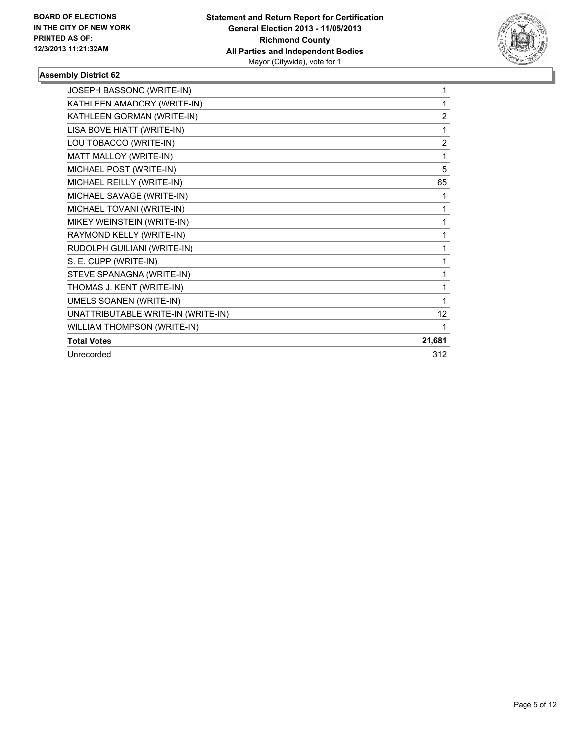**BOARD OF ELECTIONS IN THE CITY OF NEW YORK PRINTED AS OF: 12/3/2013 11:21:32AM**

**Statement and Return Report for Certification**
**General Election 2013 - 11/05/2013**
**Richmond County**
**All Parties and Independent Bodies**
Mayor (Citywide), vote for 1

### Assembly District 62

| | |
|---|---|
| JOSEPH BASSONO (WRITE-IN) | 1 |
| KATHLEEN AMADORY (WRITE-IN) | 1 |
| KATHLEEN GORMAN (WRITE-IN) | 2 |
| LISA BOVE HIATT (WRITE-IN) | 1 |
| LOU TOBACCO (WRITE-IN) | 2 |
| MATT MALLOY (WRITE-IN) | 1 |
| MICHAEL POST (WRITE-IN) | 5 |
| MICHAEL REILLY (WRITE-IN) | 65 |
| MICHAEL SAVAGE (WRITE-IN) | 1 |
| MICHAEL TOVANI (WRITE-IN) | 1 |
| MIKEY WEINSTEIN (WRITE-IN) | 1 |
| RAYMOND KELLY (WRITE-IN) | 1 |
| RUDOLPH GUILIANI (WRITE-IN) | 1 |
| S. E. CUPP (WRITE-IN) | 1 |
| STEVE SPANAGNA (WRITE-IN) | 1 |
| THOMAS J. KENT (WRITE-IN) | 1 |
| UMELS SOANEN (WRITE-IN) | 1 |
| UNATTRIBUTABLE WRITE-IN (WRITE-IN) | 12 |
| WILLIAM THOMPSON (WRITE-IN) | 1 |
| **Total Votes** | **21,681** |
| Unrecorded | 312 |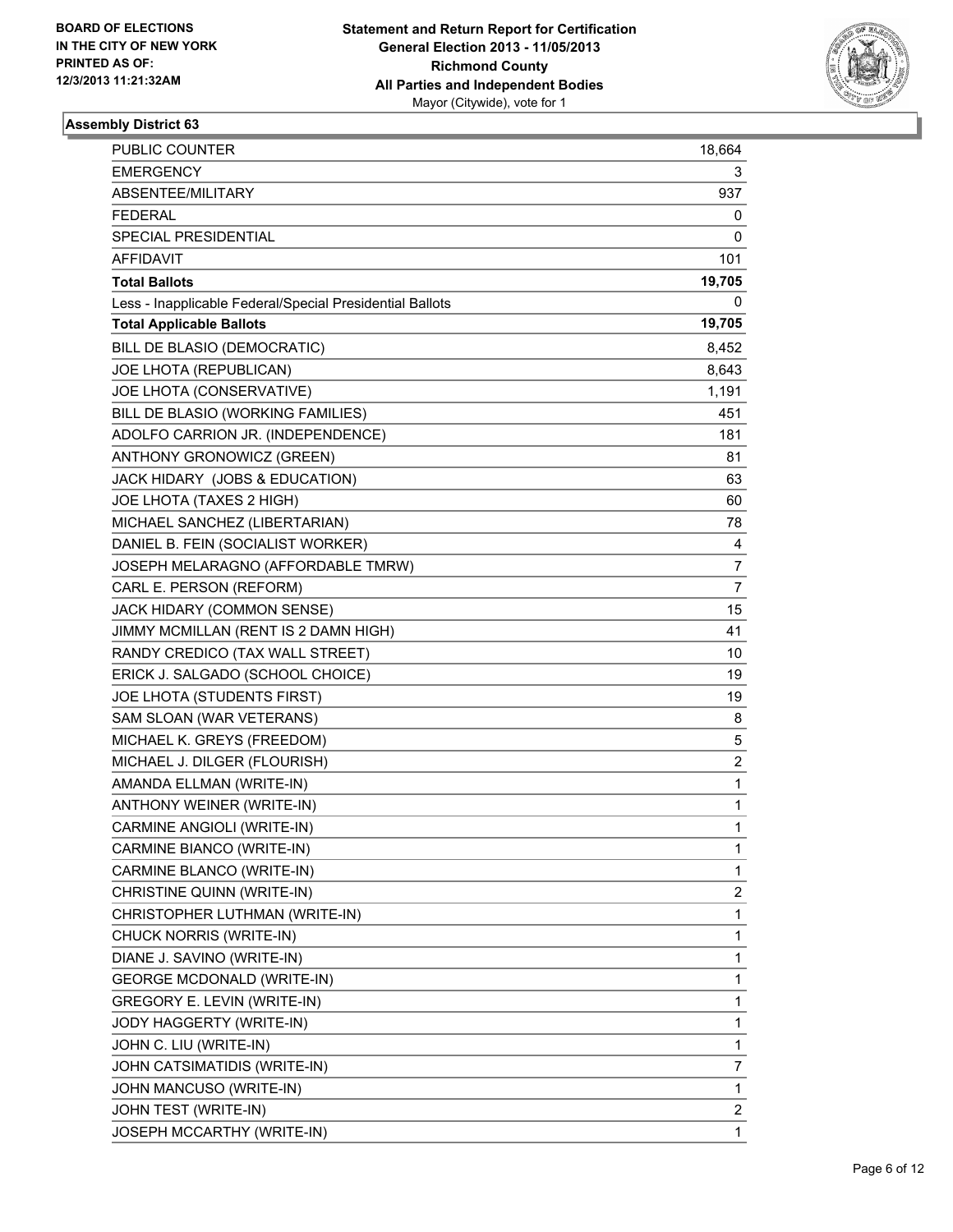BOARD OF ELECTIONS
IN THE CITY OF NEW YORK
PRINTED AS OF:
12/3/2013 11:21:32AM

**Statement and Return Report for Certification**
**General Election 2013 - 11/05/2013**
**Richmond County**
**All Parties and Independent Bodies**
Mayor (Citywide), vote for 1

### Assembly District 63

| | |
|---|---|
| PUBLIC COUNTER | 18,664 |
| EMERGENCY | 3 |
| ABSENTEE/MILITARY | 937 |
| FEDERAL | 0 |
| SPECIAL PRESIDENTIAL | 0 |
| AFFIDAVIT | 101 |
| **Total Ballots** | **19,705** |
| Less - Inapplicable Federal/Special Presidential Ballots | 0 |
| **Total Applicable Ballots** | **19,705** |
| BILL DE BLASIO (DEMOCRATIC) | 8,452 |
| JOE LHOTA (REPUBLICAN) | 8,643 |
| JOE LHOTA (CONSERVATIVE) | 1,191 |
| BILL DE BLASIO (WORKING FAMILIES) | 451 |
| ADOLFO CARRION JR. (INDEPENDENCE) | 181 |
| ANTHONY GRONOWICZ (GREEN) | 81 |
| JACK HIDARY (JOBS & EDUCATION) | 63 |
| JOE LHOTA (TAXES 2 HIGH) | 60 |
| MICHAEL SANCHEZ (LIBERTARIAN) | 78 |
| DANIEL B. FEIN (SOCIALIST WORKER) | 4 |
| JOSEPH MELARAGNO (AFFORDABLE TMRW) | 7 |
| CARL E. PERSON (REFORM) | 7 |
| JACK HIDARY (COMMON SENSE) | 15 |
| JIMMY MCMILLAN (RENT IS 2 DAMN HIGH) | 41 |
| RANDY CREDICO (TAX WALL STREET) | 10 |
| ERICK J. SALGADO (SCHOOL CHOICE) | 19 |
| JOE LHOTA (STUDENTS FIRST) | 19 |
| SAM SLOAN (WAR VETERANS) | 8 |
| MICHAEL K. GREYS (FREEDOM) | 5 |
| MICHAEL J. DILGER (FLOURISH) | 2 |
| AMANDA ELLMAN (WRITE-IN) | 1 |
| ANTHONY WEINER (WRITE-IN) | 1 |
| CARMINE ANGIOLI (WRITE-IN) | 1 |
| CARMINE BIANCO (WRITE-IN) | 1 |
| CARMINE BLANCO (WRITE-IN) | 1 |
| CHRISTINE QUINN (WRITE-IN) | 2 |
| CHRISTOPHER LUTHMAN (WRITE-IN) | 1 |
| CHUCK NORRIS (WRITE-IN) | 1 |
| DIANE J. SAVINO (WRITE-IN) | 1 |
| GEORGE MCDONALD (WRITE-IN) | 1 |
| GREGORY E. LEVIN (WRITE-IN) | 1 |
| JODY HAGGERTY (WRITE-IN) | 1 |
| JOHN C. LIU (WRITE-IN) | 1 |
| JOHN CATSIMATIDIS (WRITE-IN) | 7 |
| JOHN MANCUSO (WRITE-IN) | 1 |
| JOHN TEST (WRITE-IN) | 2 |
| JOSEPH MCCARTHY (WRITE-IN) | 1 |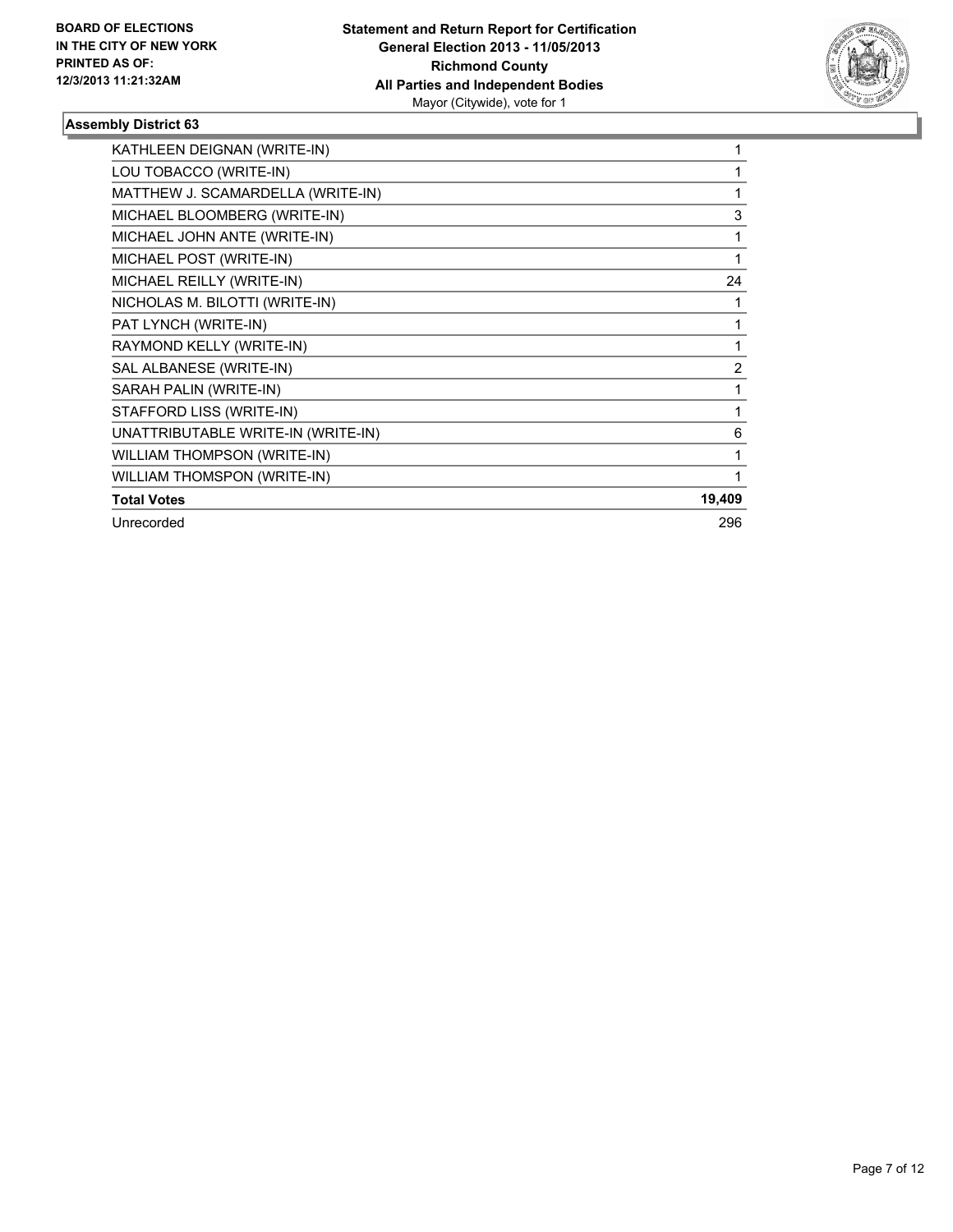**BOARD OF ELECTIONS IN THE CITY OF NEW YORK PRINTED AS OF: 12/3/2013 11:21:32AM**

**Statement and Return Report for Certification General Election 2013 - 11/05/2013 Richmond County All Parties and Independent Bodies**
Mayor (Citywide), vote for 1

### Assembly District 63

| | |
|---|---|
| KATHLEEN DEIGNAN (WRITE-IN) | 1 |
| LOU TOBACCO (WRITE-IN) | 1 |
| MATTHEW J. SCAMARDELLA (WRITE-IN) | 1 |
| MICHAEL BLOOMBERG (WRITE-IN) | 3 |
| MICHAEL JOHN ANTE (WRITE-IN) | 1 |
| MICHAEL POST (WRITE-IN) | 1 |
| MICHAEL REILLY (WRITE-IN) | 24 |
| NICHOLAS M. BILOTTI (WRITE-IN) | 1 |
| PAT LYNCH (WRITE-IN) | 1 |
| RAYMOND KELLY (WRITE-IN) | 1 |
| SAL ALBANESE (WRITE-IN) | 2 |
| SARAH PALIN (WRITE-IN) | 1 |
| STAFFORD LISS (WRITE-IN) | 1 |
| UNATTRIBUTABLE WRITE-IN (WRITE-IN) | 6 |
| WILLIAM THOMPSON (WRITE-IN) | 1 |
| WILLIAM THOMSPON (WRITE-IN) | 1 |
| **Total Votes** | **19,409** |
| Unrecorded | 296 |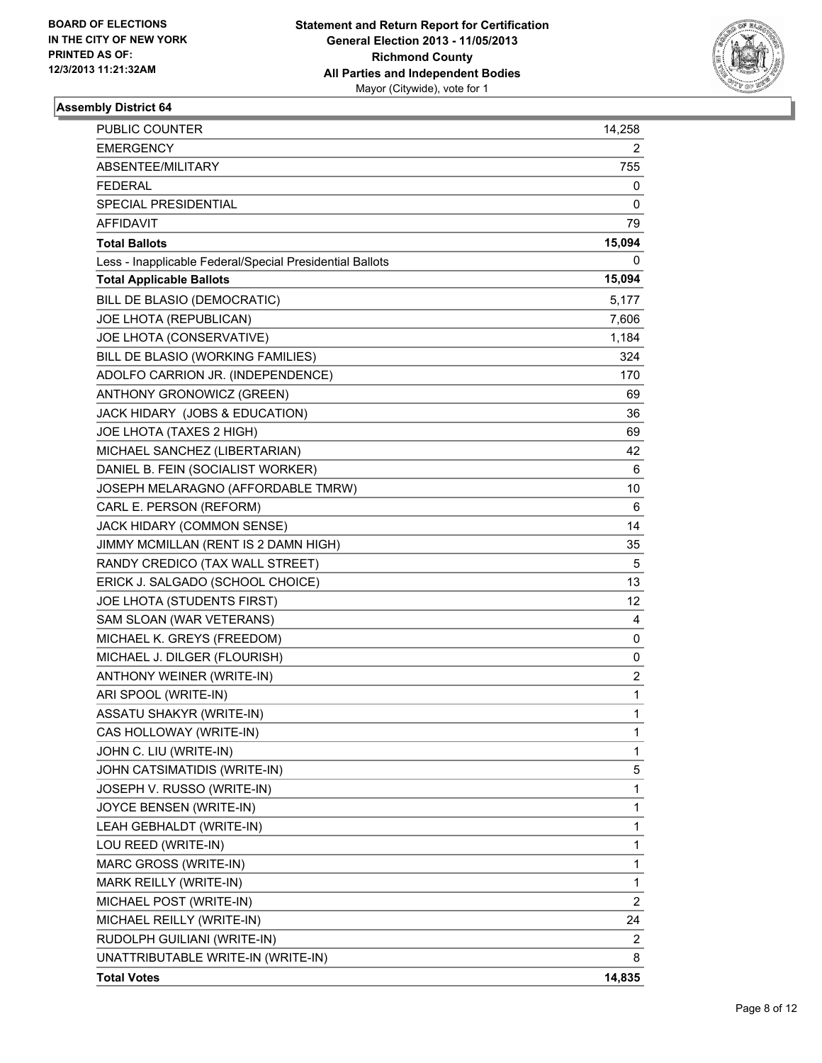BOARD OF ELECTIONS
IN THE CITY OF NEW YORK
PRINTED AS OF:
12/3/2013 11:21:32AM

**Statement and Return Report for Certification**
**General Election 2013 - 11/05/2013**
**Richmond County**
**All Parties and Independent Bodies**
Mayor (Citywide), vote for 1

### Assembly District 64

| | |
|---|---|
| PUBLIC COUNTER | 14,258 |
| EMERGENCY | 2 |
| ABSENTEE/MILITARY | 755 |
| FEDERAL | 0 |
| SPECIAL PRESIDENTIAL | 0 |
| AFFIDAVIT | 79 |
| **Total Ballots** | **15,094** |
| Less - Inapplicable Federal/Special Presidential Ballots | 0 |
| **Total Applicable Ballots** | **15,094** |
| BILL DE BLASIO (DEMOCRATIC) | 5,177 |
| JOE LHOTA (REPUBLICAN) | 7,606 |
| JOE LHOTA (CONSERVATIVE) | 1,184 |
| BILL DE BLASIO (WORKING FAMILIES) | 324 |
| ADOLFO CARRION JR. (INDEPENDENCE) | 170 |
| ANTHONY GRONOWICZ (GREEN) | 69 |
| JACK HIDARY (JOBS & EDUCATION) | 36 |
| JOE LHOTA (TAXES 2 HIGH) | 69 |
| MICHAEL SANCHEZ (LIBERTARIAN) | 42 |
| DANIEL B. FEIN (SOCIALIST WORKER) | 6 |
| JOSEPH MELARAGNO (AFFORDABLE TMRW) | 10 |
| CARL E. PERSON (REFORM) | 6 |
| JACK HIDARY (COMMON SENSE) | 14 |
| JIMMY MCMILLAN (RENT IS 2 DAMN HIGH) | 35 |
| RANDY CREDICO (TAX WALL STREET) | 5 |
| ERICK J. SALGADO (SCHOOL CHOICE) | 13 |
| JOE LHOTA (STUDENTS FIRST) | 12 |
| SAM SLOAN (WAR VETERANS) | 4 |
| MICHAEL K. GREYS (FREEDOM) | 0 |
| MICHAEL J. DILGER (FLOURISH) | 0 |
| ANTHONY WEINER (WRITE-IN) | 2 |
| ARI SPOOL (WRITE-IN) | 1 |
| ASSATU SHAKYR (WRITE-IN) | 1 |
| CAS HOLLOWAY (WRITE-IN) | 1 |
| JOHN C. LIU (WRITE-IN) | 1 |
| JOHN CATSIMATIDIS (WRITE-IN) | 5 |
| JOSEPH V. RUSSO (WRITE-IN) | 1 |
| JOYCE BENSEN (WRITE-IN) | 1 |
| LEAH GEBHALDT (WRITE-IN) | 1 |
| LOU REED (WRITE-IN) | 1 |
| MARC GROSS (WRITE-IN) | 1 |
| MARK REILLY (WRITE-IN) | 1 |
| MICHAEL POST (WRITE-IN) | 2 |
| MICHAEL REILLY (WRITE-IN) | 24 |
| RUDOLPH GUILIANI (WRITE-IN) | 2 |
| UNATTRIBUTABLE WRITE-IN (WRITE-IN) | 8 |
| **Total Votes** | **14,835** |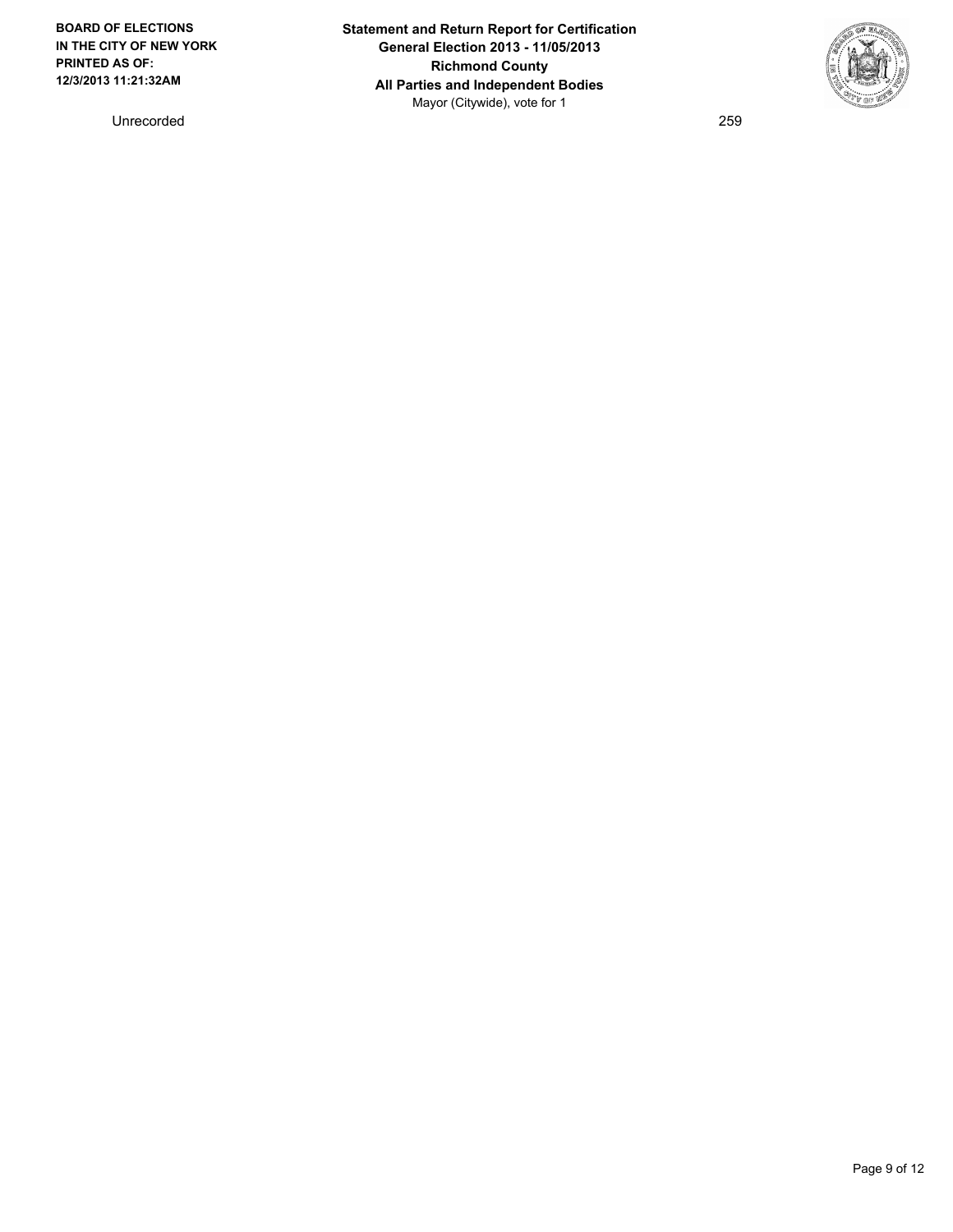| Unrecorded | 259 |
| --- | --- |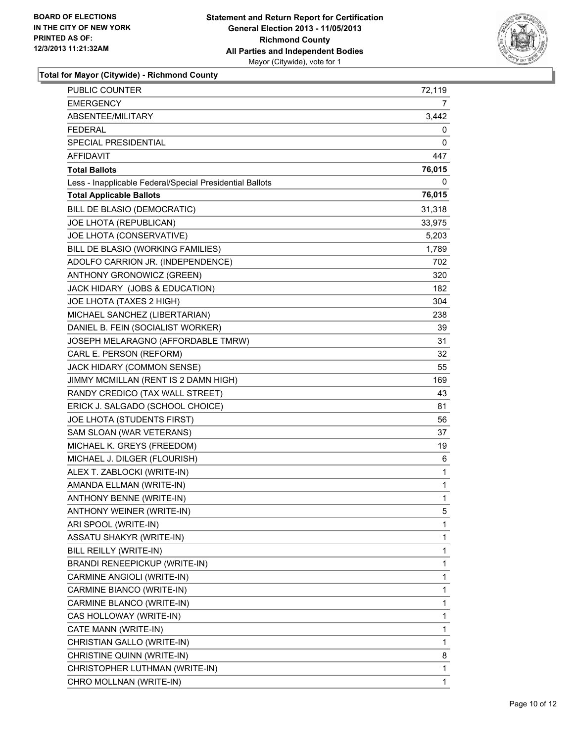**BOARD OF ELECTIONS IN THE CITY OF NEW YORK PRINTED AS OF: 12/3/2013 11:21:32AM**

**Statement and Return Report for Certification General Election 2013 - 11/05/2013 Richmond County All Parties and Independent Bodies**
Mayor (Citywide), vote for 1

**Total for Mayor (Citywide) - Richmond County**

| | |
|---|---|
| PUBLIC COUNTER | 72,119 |
| EMERGENCY | 7 |
| ABSENTEE/MILITARY | 3,442 |
| FEDERAL | 0 |
| SPECIAL PRESIDENTIAL | 0 |
| AFFIDAVIT | 447 |
| **Total Ballots** | **76,015** |
| Less - Inapplicable Federal/Special Presidential Ballots | 0 |
| **Total Applicable Ballots** | **76,015** |
| BILL DE BLASIO (DEMOCRATIC) | 31,318 |
| JOE LHOTA (REPUBLICAN) | 33,975 |
| JOE LHOTA (CONSERVATIVE) | 5,203 |
| BILL DE BLASIO (WORKING FAMILIES) | 1,789 |
| ADOLFO CARRION JR. (INDEPENDENCE) | 702 |
| ANTHONY GRONOWICZ (GREEN) | 320 |
| JACK HIDARY (JOBS & EDUCATION) | 182 |
| JOE LHOTA (TAXES 2 HIGH) | 304 |
| MICHAEL SANCHEZ (LIBERTARIAN) | 238 |
| DANIEL B. FEIN (SOCIALIST WORKER) | 39 |
| JOSEPH MELARAGNO (AFFORDABLE TMRW) | 31 |
| CARL E. PERSON (REFORM) | 32 |
| JACK HIDARY (COMMON SENSE) | 55 |
| JIMMY MCMILLAN (RENT IS 2 DAMN HIGH) | 169 |
| RANDY CREDICO (TAX WALL STREET) | 43 |
| ERICK J. SALGADO (SCHOOL CHOICE) | 81 |
| JOE LHOTA (STUDENTS FIRST) | 56 |
| SAM SLOAN (WAR VETERANS) | 37 |
| MICHAEL K. GREYS (FREEDOM) | 19 |
| MICHAEL J. DILGER (FLOURISH) | 6 |
| ALEX T. ZABLOCKI (WRITE-IN) | 1 |
| AMANDA ELLMAN (WRITE-IN) | 1 |
| ANTHONY BENNE (WRITE-IN) | 1 |
| ANTHONY WEINER (WRITE-IN) | 5 |
| ARI SPOOL (WRITE-IN) | 1 |
| ASSATU SHAKYR (WRITE-IN) | 1 |
| BILL REILLY (WRITE-IN) | 1 |
| BRANDI RENEEPICKUP (WRITE-IN) | 1 |
| CARMINE ANGIOLI (WRITE-IN) | 1 |
| CARMINE BIANCO (WRITE-IN) | 1 |
| CARMINE BLANCO (WRITE-IN) | 1 |
| CAS HOLLOWAY (WRITE-IN) | 1 |
| CATE MANN (WRITE-IN) | 1 |
| CHRISTIAN GALLO (WRITE-IN) | 1 |
| CHRISTINE QUINN (WRITE-IN) | 8 |
| CHRISTOPHER LUTHMAN (WRITE-IN) | 1 |
| CHRO MOLLNAN (WRITE-IN) | 1 |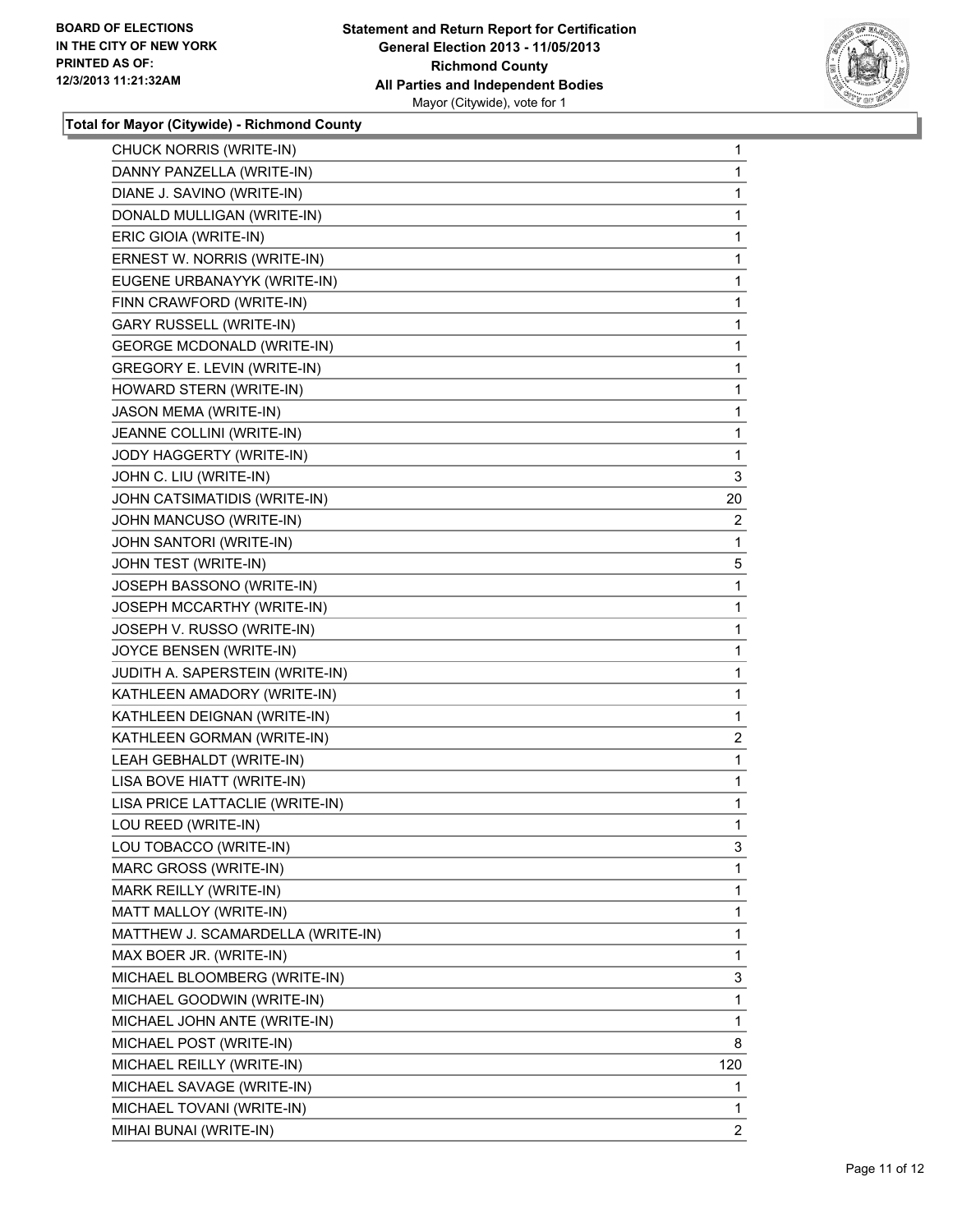**BOARD OF ELECTIONS IN THE CITY OF NEW YORK PRINTED AS OF: 12/3/2013 11:21:32AM**

**Statement and Return Report for Certification General Election 2013 - 11/05/2013 Richmond County All Parties and Independent Bodies**
Mayor (Citywide), vote for 1

**Total for Mayor (Citywide) - Richmond County**

| Candidate | Votes |
|---|---|
| CHUCK NORRIS (WRITE-IN) | 1 |
| DANNY PANZELLA (WRITE-IN) | 1 |
| DIANE J. SAVINO (WRITE-IN) | 1 |
| DONALD MULLIGAN (WRITE-IN) | 1 |
| ERIC GIOIA (WRITE-IN) | 1 |
| ERNEST W. NORRIS (WRITE-IN) | 1 |
| EUGENE URBANAYYK (WRITE-IN) | 1 |
| FINN CRAWFORD (WRITE-IN) | 1 |
| GARY RUSSELL (WRITE-IN) | 1 |
| GEORGE MCDONALD (WRITE-IN) | 1 |
| GREGORY E. LEVIN (WRITE-IN) | 1 |
| HOWARD STERN (WRITE-IN) | 1 |
| JASON MEMA (WRITE-IN) | 1 |
| JEANNE COLLINI (WRITE-IN) | 1 |
| JODY HAGGERTY (WRITE-IN) | 1 |
| JOHN C. LIU (WRITE-IN) | 3 |
| JOHN CATSIMATIDIS (WRITE-IN) | 20 |
| JOHN MANCUSO (WRITE-IN) | 2 |
| JOHN SANTORI (WRITE-IN) | 1 |
| JOHN TEST (WRITE-IN) | 5 |
| JOSEPH BASSONO (WRITE-IN) | 1 |
| JOSEPH MCCARTHY (WRITE-IN) | 1 |
| JOSEPH V. RUSSO (WRITE-IN) | 1 |
| JOYCE BENSEN (WRITE-IN) | 1 |
| JUDITH A. SAPERSTEIN (WRITE-IN) | 1 |
| KATHLEEN AMADORY (WRITE-IN) | 1 |
| KATHLEEN DEIGNAN (WRITE-IN) | 1 |
| KATHLEEN GORMAN (WRITE-IN) | 2 |
| LEAH GEBHALDT (WRITE-IN) | 1 |
| LISA BOVE HIATT (WRITE-IN) | 1 |
| LISA PRICE LATTACLIE (WRITE-IN) | 1 |
| LOU REED (WRITE-IN) | 1 |
| LOU TOBACCO (WRITE-IN) | 3 |
| MARC GROSS (WRITE-IN) | 1 |
| MARK REILLY (WRITE-IN) | 1 |
| MATT MALLOY (WRITE-IN) | 1 |
| MATTHEW J. SCAMARDELLA (WRITE-IN) | 1 |
| MAX BOER JR. (WRITE-IN) | 1 |
| MICHAEL BLOOMBERG (WRITE-IN) | 3 |
| MICHAEL GOODWIN (WRITE-IN) | 1 |
| MICHAEL JOHN ANTE (WRITE-IN) | 1 |
| MICHAEL POST (WRITE-IN) | 8 |
| MICHAEL REILLY (WRITE-IN) | 120 |
| MICHAEL SAVAGE (WRITE-IN) | 1 |
| MICHAEL TOVANI (WRITE-IN) | 1 |
| MIHAI BUNAI (WRITE-IN) | 2 |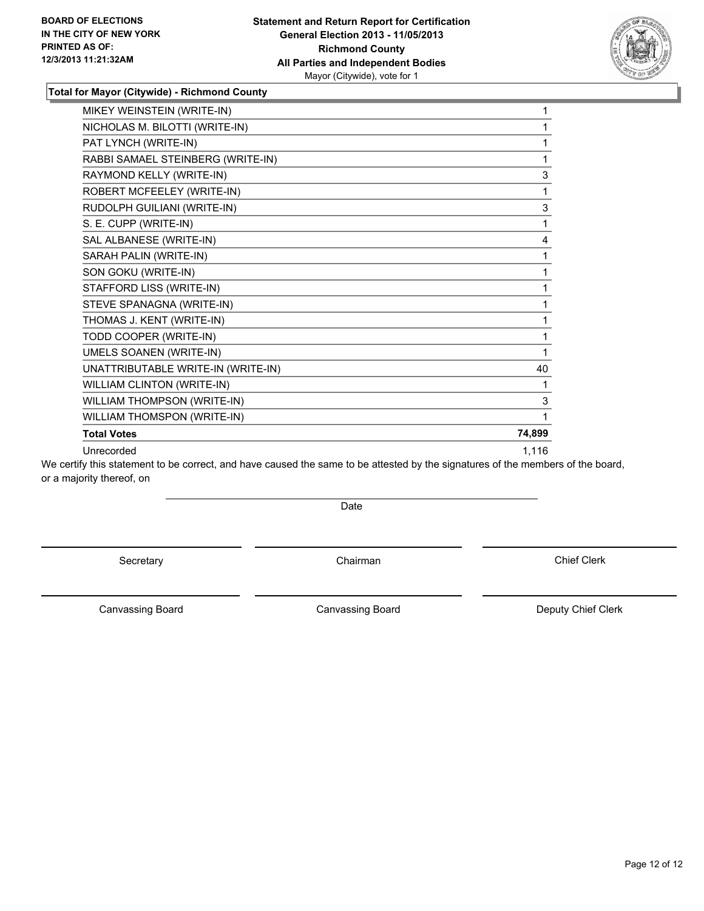**BOARD OF ELECTIONS IN THE CITY OF NEW YORK PRINTED AS OF: 12/3/2013 11:21:32AM**

**Statement and Return Report for Certification General Election 2013 - 11/05/2013 Richmond County All Parties and Independent Bodies**
Mayor (Citywide), vote for 1

**Total for Mayor (Citywide) - Richmond County**

| | |
|---|---|
| MIKEY WEINSTEIN (WRITE-IN) | 1 |
| NICHOLAS M. BILOTTI (WRITE-IN) | 1 |
| PAT LYNCH (WRITE-IN) | 1 |
| RABBI SAMAEL STEINBERG (WRITE-IN) | 1 |
| RAYMOND KELLY (WRITE-IN) | 3 |
| ROBERT MCFEELEY (WRITE-IN) | 1 |
| RUDOLPH GUILIANI (WRITE-IN) | 3 |
| S. E. CUPP (WRITE-IN) | 1 |
| SAL ALBANESE (WRITE-IN) | 4 |
| SARAH PALIN (WRITE-IN) | 1 |
| SON GOKU (WRITE-IN) | 1 |
| STAFFORD LISS (WRITE-IN) | 1 |
| STEVE SPANAGNA (WRITE-IN) | 1 |
| THOMAS J. KENT (WRITE-IN) | 1 |
| TODD COOPER (WRITE-IN) | 1 |
| UMELS SOANEN (WRITE-IN) | 1 |
| UNATTRIBUTABLE WRITE-IN (WRITE-IN) | 40 |
| WILLIAM CLINTON (WRITE-IN) | 1 |
| WILLIAM THOMPSON (WRITE-IN) | 3 |
| WILLIAM THOMSPON (WRITE-IN) | 1 |
| **Total Votes** | **74,899** |
| Unrecorded | 1,116 |

We certify this statement to be correct, and have caused the same to be attested by the signatures of the members of the board, or a majority thereof, on

Date

Secretary    Chairman    Chief Clerk

Canvassing Board    Canvassing Board    Deputy Chief Clerk